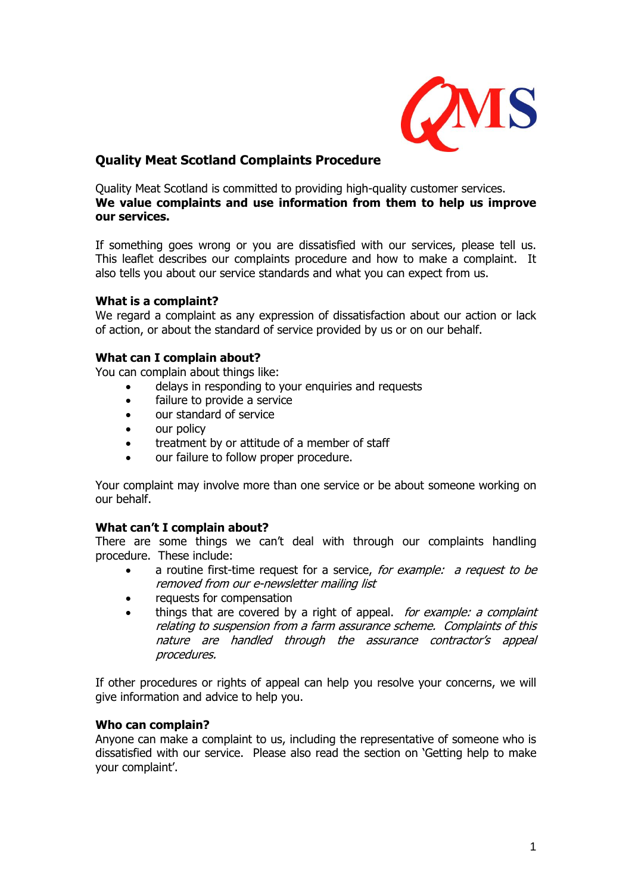# Quality Meat Scotland Complaints Procedure

Quality Meat Scotland is committed to providing high-quality customer services. **We value complaints and use information from them to help us improve our services.**

If something goes wrong or you are dissatisfied with our services, please tell us. This leaflet describes our complaints procedure and how to make a complaint. It also tells you about our service standards and what you can expect from us.

## What is a complaint?

We regard a complaint as any expression of dissatisfaction about our action or lack of action, or about the standard of service provided by us or on our behalf.

## What can I complain about?

You can complain about things like:

- delays in responding to your enquiries and requests
- failure to provide a service
- our standard of service
- our policy
- treatment by or attitude of a member of staff
- our failure to follow proper procedure.

Your complaint may involve more than one service or be about someone working on our behalf.

## What can't I complain about?

There are some things we can't deal with through our complaints handling procedure. These include:

- a routine first-time request for a service, *for example: a request to be removed from our e-newsletter mailing list*
- requests for compensation
- things that are covered by a right of appeal. *for example: a complaint relating to suspension from a farm assurance scheme. Complaints of this nature are handled through the assurance contractor's appeal procedures.*

If other procedures or rights of appeal can help you resolve your concerns, we will give information and advice to help you.

## Who can complain?

Anyone can make a complaint to us, including the representative of someone who is dissatisfied with our service. Please also read the section on 'Getting help to make your complaint'.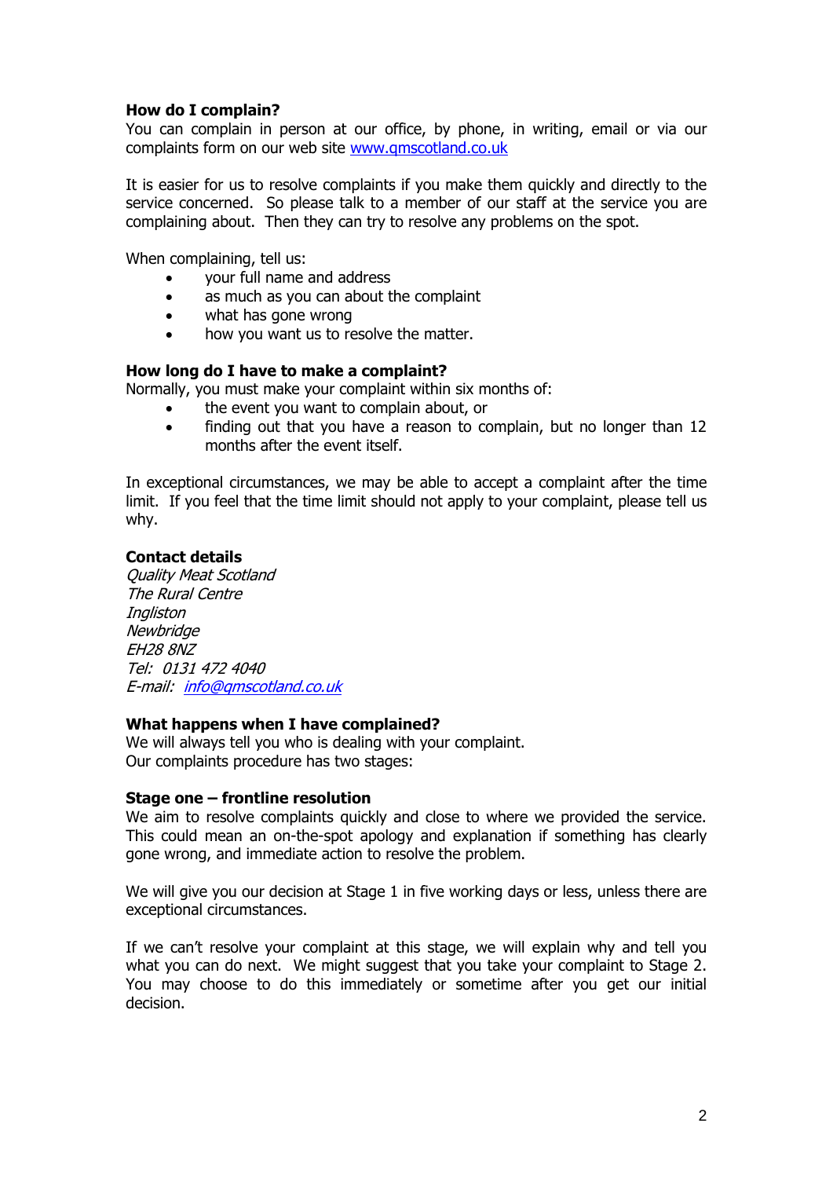### How do I complain?

You can complain in person at our office, by phone, in writing, email or via our complaints form on our web site [www.qmscotland.co.uk](http://www.qmscotland.co.uk)

It is easier for us to resolve complaints if you make them quickly and directly to the service concerned. So please talk to a member of our staff at the service you are complaining about. Then they can try to resolve any problems on the spot.

When complaining, tell us:

- your full name and address
- as much as you can about the complaint
- what has gone wrong
- how you want us to resolve the matter.

### How long do I have to make a complaint?

Normally, you must make your complaint within six months of:

- the event you want to complain about, or
- finding out that you have a reason to complain, but no longer than 12 months after the event itself.

In exceptional circumstances, we may be able to accept a complaint after the time limit. If you feel that the time limit should not apply to your complaint, please tell us why.

### Contact details

*Quality Meat Scotland*
*The Rural Centre*
*Ingliston*
*Newbridge*
*EH28 8NZ*
*Tel: 0131 472 4040*
*E-mail: [info@qmscotland.co.uk](mailto:info@qmscotland.co.uk)*

### What happens when I have complained?

We will always tell you who is dealing with your complaint.
Our complaints procedure has two stages:

### Stage one – frontline resolution

We aim to resolve complaints quickly and close to where we provided the service. This could mean an on-the-spot apology and explanation if something has clearly gone wrong, and immediate action to resolve the problem.

We will give you our decision at Stage 1 in five working days or less, unless there are exceptional circumstances.

If we can't resolve your complaint at this stage, we will explain why and tell you what you can do next. We might suggest that you take your complaint to Stage 2. You may choose to do this immediately or sometime after you get our initial decision.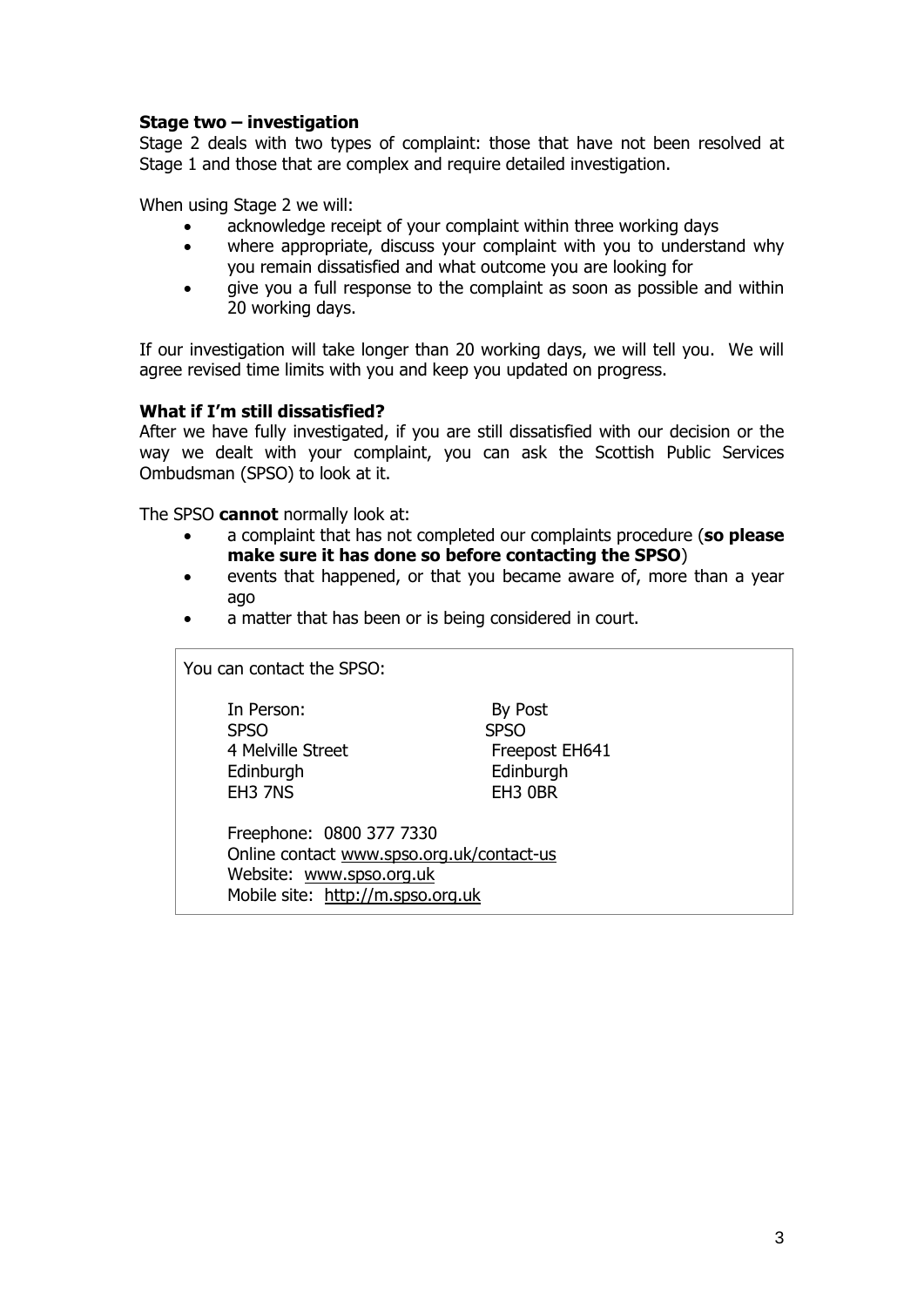**Stage two – investigation**

Stage 2 deals with two types of complaint: those that have not been resolved at Stage 1 and those that are complex and require detailed investigation.

When using Stage 2 we will:

- acknowledge receipt of your complaint within three working days
- where appropriate, discuss your complaint with you to understand why you remain dissatisfied and what outcome you are looking for
- give you a full response to the complaint as soon as possible and within 20 working days.

If our investigation will take longer than 20 working days, we will tell you. We will agree revised time limits with you and keep you updated on progress.

**What if I'm still dissatisfied?**

After we have fully investigated, if you are still dissatisfied with our decision or the way we dealt with your complaint, you can ask the Scottish Public Services Ombudsman (SPSO) to look at it.

The SPSO **cannot** normally look at:

- a complaint that has not completed our complaints procedure (**so please make sure it has done so before contacting the SPSO**)
- events that happened, or that you became aware of, more than a year ago
- a matter that has been or is being considered in court.

You can contact the SPSO:

In Person:
SPSO
4 Melville Street
Edinburgh
EH3 7NS

By Post
SPSO
Freepost EH641
Edinburgh
EH3 0BR

Freephone: 0800 377 7330
Online contact www.spso.org.uk/contact-us
Website: www.spso.org.uk
Mobile site: http://m.spso.org.uk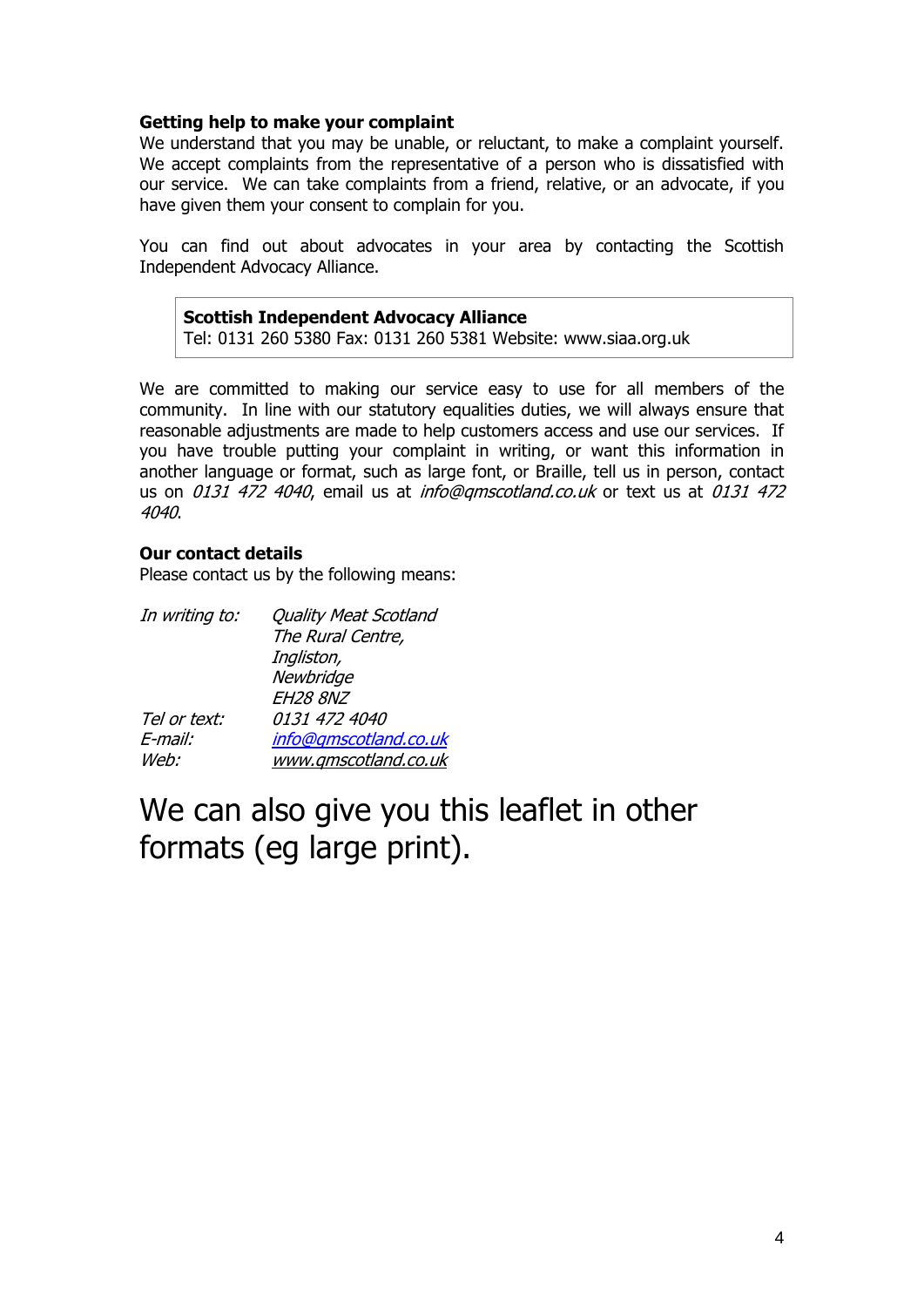**Getting help to make your complaint**

We understand that you may be unable, or reluctant, to make a complaint yourself. We accept complaints from the representative of a person who is dissatisfied with our service. We can take complaints from a friend, relative, or an advocate, if you have given them your consent to complain for you.

You can find out about advocates in your area by contacting the Scottish Independent Advocacy Alliance.

> **Scottish Independent Advocacy Alliance**
> Tel: 0131 260 5380 Fax: 0131 260 5381 Website: www.siaa.org.uk

We are committed to making our service easy to use for all members of the community. In line with our statutory equalities duties, we will always ensure that reasonable adjustments are made to help customers access and use our services. If you have trouble putting your complaint in writing, or want this information in another language or format, such as large font, or Braille, tell us in person, contact us on *0131 472 4040*, email us at *info@qmscotland.co.uk* or text us at *0131 472 4040*.

**Our contact details**

Please contact us by the following means:

| | |
|---|---|
| *In writing to:* | *Quality Meat Scotland*<br>*The Rural Centre,*<br>*Ingliston,*<br>*Newbridge*<br>*EH28 8NZ* |
| *Tel or text:* | *0131 472 4040* |
| *E-mail:* | *info@qmscotland.co.uk* |
| *Web:* | *www.qmscotland.co.uk* |

## We can also give you this leaflet in other formats (eg large print).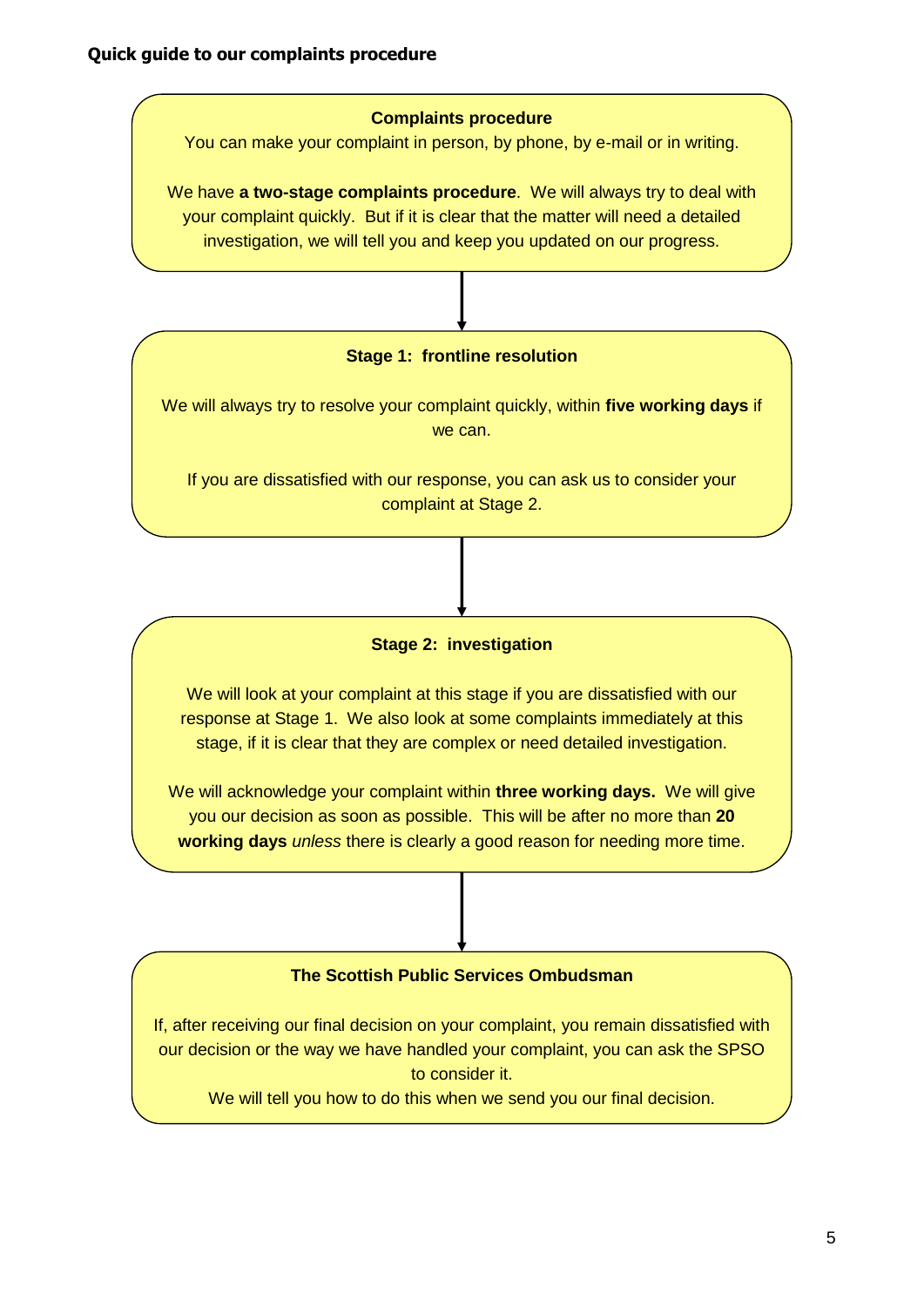## Quick guide to our complaints procedure

**Complaints procedure**

You can make your complaint in person, by phone, by e-mail or in writing.

We have **a two-stage complaints procedure**. We will always try to deal with your complaint quickly. But if it is clear that the matter will need a detailed investigation, we will tell you and keep you updated on our progress.

**Stage 1: frontline resolution**

We will always try to resolve your complaint quickly, within **five working days** if we can.

If you are dissatisfied with our response, you can ask us to consider your complaint at Stage 2.

**Stage 2: investigation**

We will look at your complaint at this stage if you are dissatisfied with our response at Stage 1. We also look at some complaints immediately at this stage, if it is clear that they are complex or need detailed investigation.

We will acknowledge your complaint within **three working days.** We will give you our decision as soon as possible. This will be after no more than **20 working days** *unless* there is clearly a good reason for needing more time.

**The Scottish Public Services Ombudsman**

If, after receiving our final decision on your complaint, you remain dissatisfied with our decision or the way we have handled your complaint, you can ask the SPSO to consider it.

We will tell you how to do this when we send you our final decision.